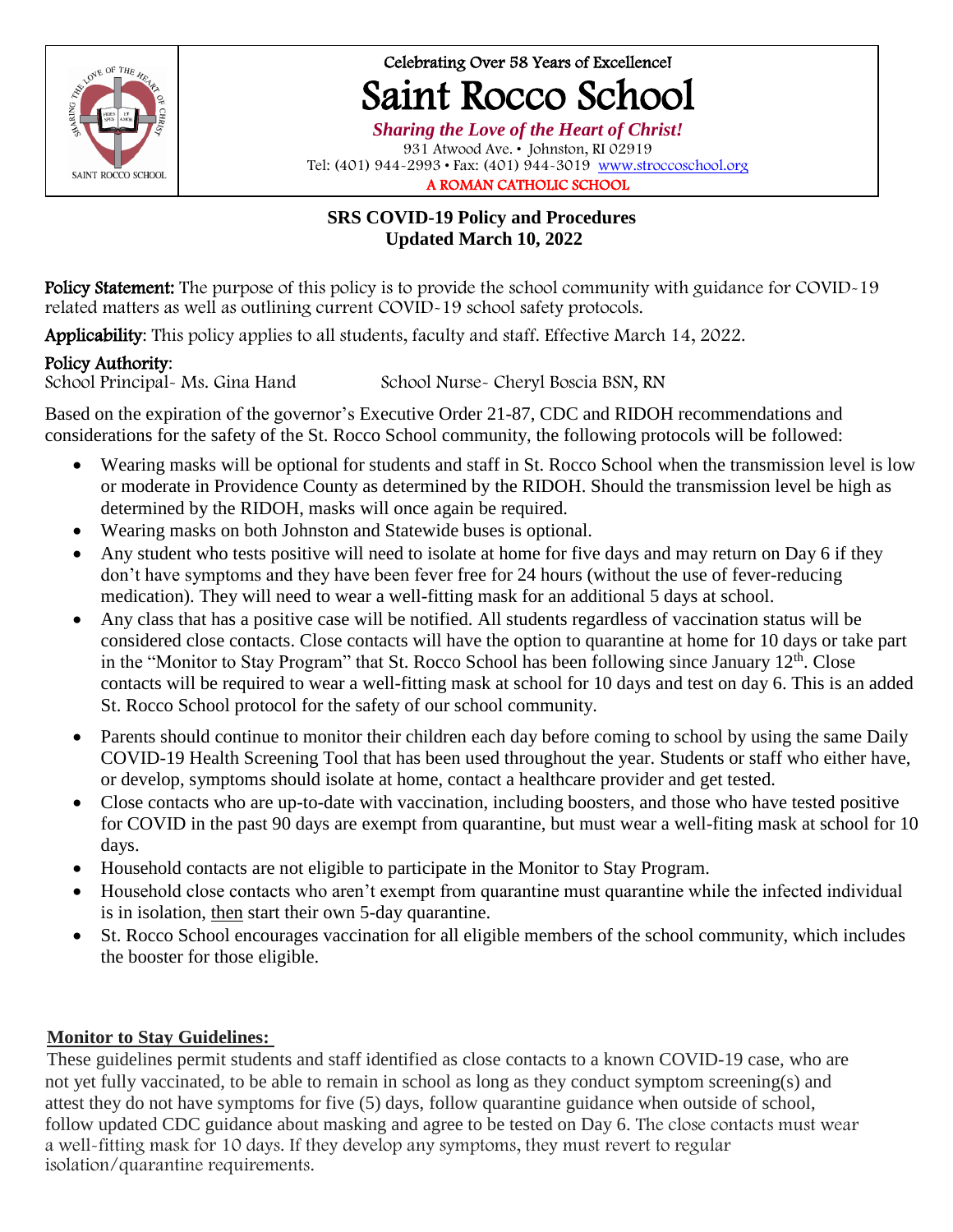Celebrating Over 58 Years of Excellence!

# Saint Rocco School

***Sharing the Love of the Heart of Christ!***

931 Atwood Ave. • Johnston, RI 02919

Tel: (401) 944-2993 • Fax: (401) 944-3019 www.stroccoschool.org

A ROMAN CATHOLIC SCHOOL

## SRS COVID-19 Policy and Procedures
**Updated March 10, 2022**

**Policy Statement:** The purpose of this policy is to provide the school community with guidance for COVID-19 related matters as well as outlining current COVID-19 school safety protocols.

**Applicability**: This policy applies to all students, faculty and staff. Effective March 14, 2022.

**Policy Authority**:

School Principal- Ms. Gina Hand School Nurse- Cheryl Boscia BSN, RN

Based on the expiration of the governor's Executive Order 21-87, CDC and RIDOH recommendations and considerations for the safety of the St. Rocco School community, the following protocols will be followed:

- Wearing masks will be optional for students and staff in St. Rocco School when the transmission level is low or moderate in Providence County as determined by the RIDOH. Should the transmission level be high as determined by the RIDOH, masks will once again be required.
- Wearing masks on both Johnston and Statewide buses is optional.
- Any student who tests positive will need to isolate at home for five days and may return on Day 6 if they don't have symptoms and they have been fever free for 24 hours (without the use of fever-reducing medication). They will need to wear a well-fitting mask for an additional 5 days at school.
- Any class that has a positive case will be notified. All students regardless of vaccination status will be considered close contacts. Close contacts will have the option to quarantine at home for 10 days or take part in the "Monitor to Stay Program" that St. Rocco School has been following since January 12th. Close contacts will be required to wear a well-fitting mask at school for 10 days and test on day 6. This is an added St. Rocco School protocol for the safety of our school community.
- Parents should continue to monitor their children each day before coming to school by using the same Daily COVID-19 Health Screening Tool that has been used throughout the year. Students or staff who either have, or develop, symptoms should isolate at home, contact a healthcare provider and get tested.
- Close contacts who are up-to-date with vaccination, including boosters, and those who have tested positive for COVID in the past 90 days are exempt from quarantine, but must wear a well-fiting mask at school for 10 days.
- Household contacts are not eligible to participate in the Monitor to Stay Program.
- Household close contacts who aren't exempt from quarantine must quarantine while the infected individual is in isolation, then start their own 5-day quarantine.
- St. Rocco School encourages vaccination for all eligible members of the school community, which includes the booster for those eligible.

**Monitor to Stay Guidelines:**

These guidelines permit students and staff identified as close contacts to a known COVID-19 case, who are not yet fully vaccinated, to be able to remain in school as long as they conduct symptom screening(s) and attest they do not have symptoms for five (5) days, follow quarantine guidance when outside of school, follow updated CDC guidance about masking and agree to be tested on Day 6. The close contacts must wear a well-fitting mask for 10 days. If they develop any symptoms, they must revert to regular isolation/quarantine requirements.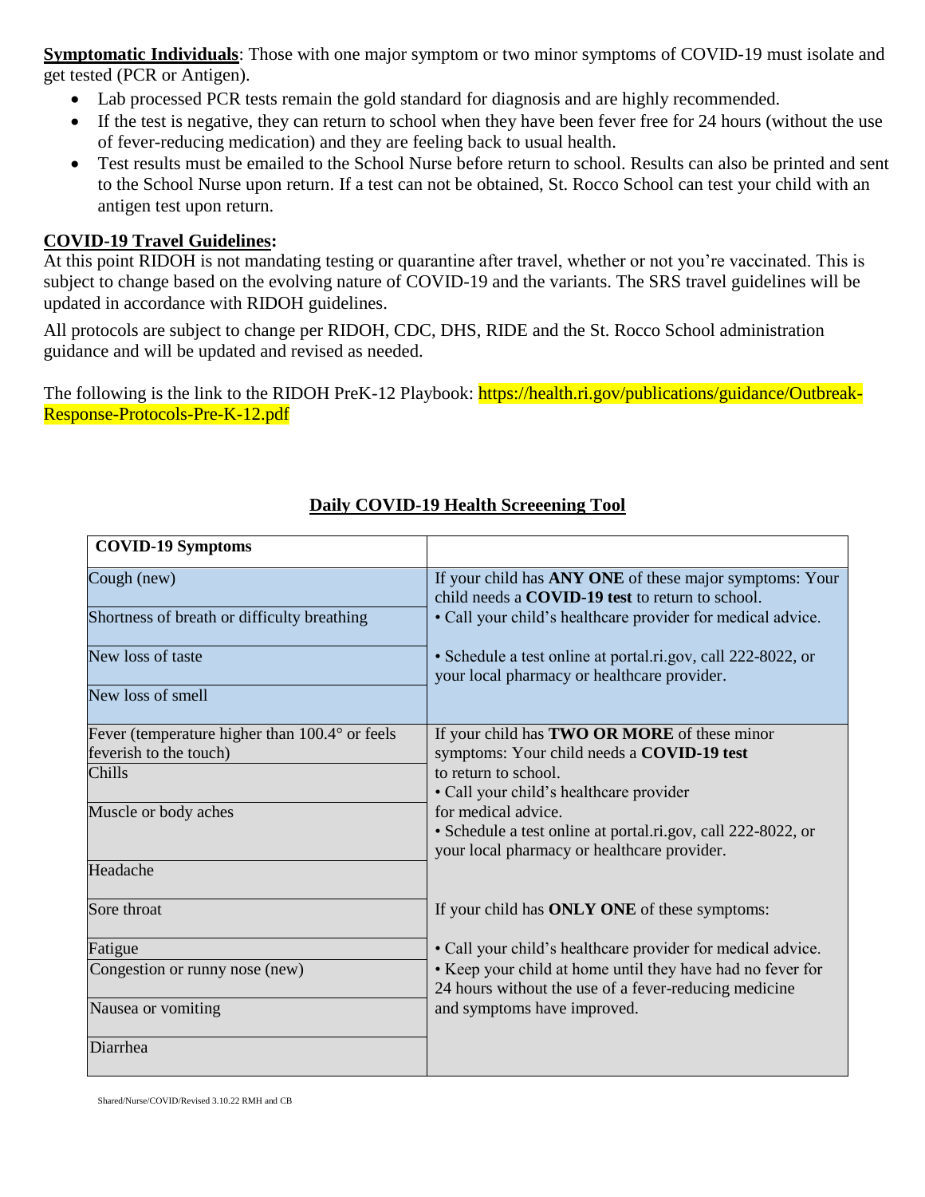**Symptomatic Individuals**: Those with one major symptom or two minor symptoms of COVID-19 must isolate and get tested (PCR or Antigen).

- Lab processed PCR tests remain the gold standard for diagnosis and are highly recommended.
- If the test is negative, they can return to school when they have been fever free for 24 hours (without the use of fever-reducing medication) and they are feeling back to usual health.
- Test results must be emailed to the School Nurse before return to school. Results can also be printed and sent to the School Nurse upon return. If a test can not be obtained, St. Rocco School can test your child with an antigen test upon return.

**COVID-19 Travel Guidelines:**

At this point RIDOH is not mandating testing or quarantine after travel, whether or not you're vaccinated. This is subject to change based on the evolving nature of COVID-19 and the variants. The SRS travel guidelines will be updated in accordance with RIDOH guidelines.

All protocols are subject to change per RIDOH, CDC, DHS, RIDE and the St. Rocco School administration guidance and will be updated and revised as needed.

The following is the link to the RIDOH PreK-12 Playbook: https://health.ri.gov/publications/guidance/Outbreak-Response-Protocols-Pre-K-12.pdf

## Daily COVID-19 Health Screeening Tool

| **COVID-19 Symptoms** | |
|---|---|
| Cough (new) | If your child has **ANY ONE** of these major symptoms: Your child needs a **COVID-19 test** to return to school. • Call your child's healthcare provider for medical advice. • Schedule a test online at portal.ri.gov, call 222-8022, or your local pharmacy or healthcare provider. |
| Shortness of breath or difficulty breathing | |
| New loss of taste | |
| New loss of smell | |
| Fever (temperature higher than 100.4° or feels feverish to the touch) | If your child has **TWO OR MORE** of these minor symptoms: Your child needs a **COVID-19 test** to return to school. • Call your child's healthcare provider for medical advice. • Schedule a test online at portal.ri.gov, call 222-8022, or your local pharmacy or healthcare provider. |
| Chills | |
| Muscle or body aches | |
| Headache | |
| Sore throat | If your child has **ONLY ONE** of these symptoms: • Call your child's healthcare provider for medical advice. • Keep your child at home until they have had no fever for 24 hours without the use of a fever-reducing medicine and symptoms have improved. |
| Fatigue | |
| Congestion or runny nose (new) | |
| Nausea or vomiting | |
| Diarrhea | |

Shared/Nurse/COVID/Revised 3.10.22 RMH and CB